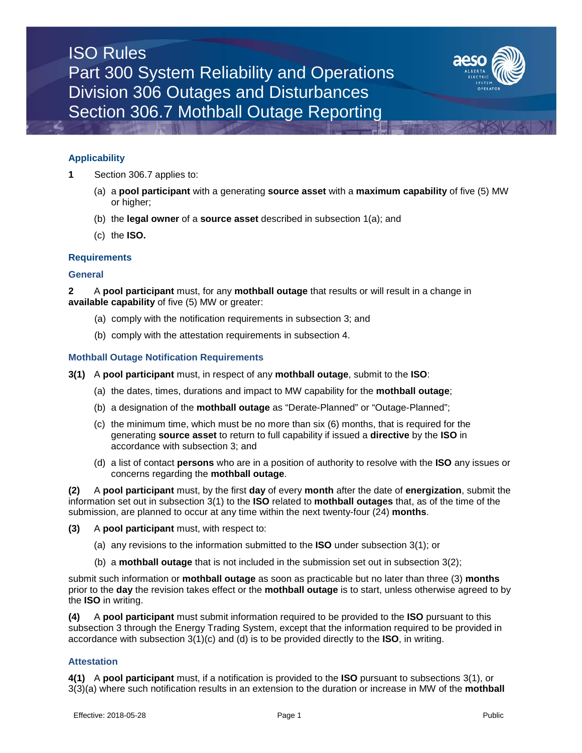# ISO Rules
# Part 300 System Reliability and Operations
# Division 306 Outages and Disturbances
# Section 306.7 Mothball Outage Reporting

### Applicability

**1** Section 306.7 applies to:

(a) a **pool participant** with a generating **source asset** with a **maximum capability** of five (5) MW or higher;

(b) the **legal owner** of a **source asset** described in subsection 1(a); and

(c) the **ISO.**

### Requirements

### General

**2** A **pool participant** must, for any **mothball outage** that results or will result in a change in **available capability** of five (5) MW or greater:

(a) comply with the notification requirements in subsection 3; and

(b) comply with the attestation requirements in subsection 4.

### Mothball Outage Notification Requirements

**3(1)** A **pool participant** must, in respect of any **mothball outage**, submit to the **ISO**:

(a) the dates, times, durations and impact to MW capability for the **mothball outage**;

(b) a designation of the **mothball outage** as "Derate-Planned" or "Outage-Planned";

(c) the minimum time, which must be no more than six (6) months, that is required for the generating **source asset** to return to full capability if issued a **directive** by the **ISO** in accordance with subsection 3; and

(d) a list of contact **persons** who are in a position of authority to resolve with the **ISO** any issues or concerns regarding the **mothball outage**.

**(2)** A **pool participant** must, by the first **day** of every **month** after the date of **energization**, submit the information set out in subsection 3(1) to the **ISO** related to **mothball outages** that, as of the time of the submission, are planned to occur at any time within the next twenty-four (24) **months**.

**(3)** A **pool participant** must, with respect to:

(a) any revisions to the information submitted to the **ISO** under subsection 3(1); or

(b) a **mothball outage** that is not included in the submission set out in subsection 3(2);

submit such information or **mothball outage** as soon as practicable but no later than three (3) **months** prior to the **day** the revision takes effect or the **mothball outage** is to start, unless otherwise agreed to by the **ISO** in writing.

**(4)** A **pool participant** must submit information required to be provided to the **ISO** pursuant to this subsection 3 through the Energy Trading System, except that the information required to be provided in accordance with subsection 3(1)(c) and (d) is to be provided directly to the **ISO**, in writing.

### Attestation

**4(1)** A **pool participant** must, if a notification is provided to the **ISO** pursuant to subsections 3(1), or 3(3)(a) where such notification results in an extension to the duration or increase in MW of the **mothball**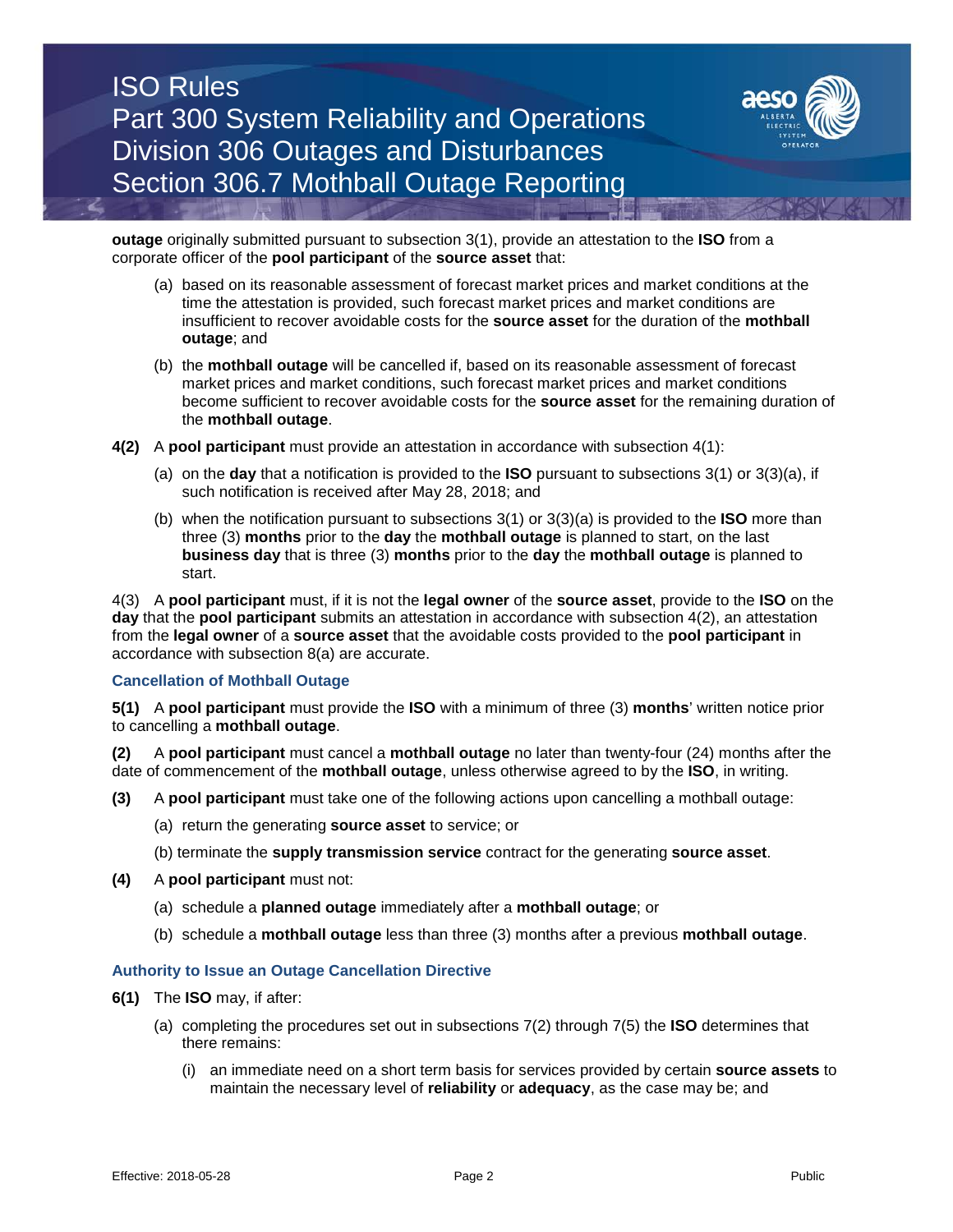**outage** originally submitted pursuant to subsection 3(1), provide an attestation to the **ISO** from a corporate officer of the **pool participant** of the **source asset** that:

(a) based on its reasonable assessment of forecast market prices and market conditions at the time the attestation is provided, such forecast market prices and market conditions are insufficient to recover avoidable costs for the **source asset** for the duration of the **mothball outage**; and

(b) the **mothball outage** will be cancelled if, based on its reasonable assessment of forecast market prices and market conditions, such forecast market prices and market conditions become sufficient to recover avoidable costs for the **source asset** for the remaining duration of the **mothball outage**.

**4(2)** A **pool participant** must provide an attestation in accordance with subsection 4(1):

(a) on the **day** that a notification is provided to the **ISO** pursuant to subsections 3(1) or 3(3)(a), if such notification is received after May 28, 2018; and

(b) when the notification pursuant to subsections 3(1) or 3(3)(a) is provided to the **ISO** more than three (3) **months** prior to the **day** the **mothball outage** is planned to start, on the last **business day** that is three (3) **months** prior to the **day** the **mothball outage** is planned to start.

4(3) A **pool participant** must, if it is not the **legal owner** of the **source asset**, provide to the **ISO** on the **day** that the **pool participant** submits an attestation in accordance with subsection 4(2), an attestation from the **legal owner** of a **source asset** that the avoidable costs provided to the **pool participant** in accordance with subsection 8(a) are accurate.

### Cancellation of Mothball Outage

**5(1)** A **pool participant** must provide the **ISO** with a minimum of three (3) **months**' written notice prior to cancelling a **mothball outage**.

**(2)** A **pool participant** must cancel a **mothball outage** no later than twenty-four (24) months after the date of commencement of the **mothball outage**, unless otherwise agreed to by the **ISO**, in writing.

**(3)** A **pool participant** must take one of the following actions upon cancelling a mothball outage:

(a) return the generating **source asset** to service; or

(b) terminate the **supply transmission service** contract for the generating **source asset**.

**(4)** A **pool participant** must not:

(a) schedule a **planned outage** immediately after a **mothball outage**; or

(b) schedule a **mothball outage** less than three (3) months after a previous **mothball outage**.

### Authority to Issue an Outage Cancellation Directive

**6(1)** The **ISO** may, if after:

(a) completing the procedures set out in subsections 7(2) through 7(5) the **ISO** determines that there remains:

(i) an immediate need on a short term basis for services provided by certain **source assets** to maintain the necessary level of **reliability** or **adequacy**, as the case may be; and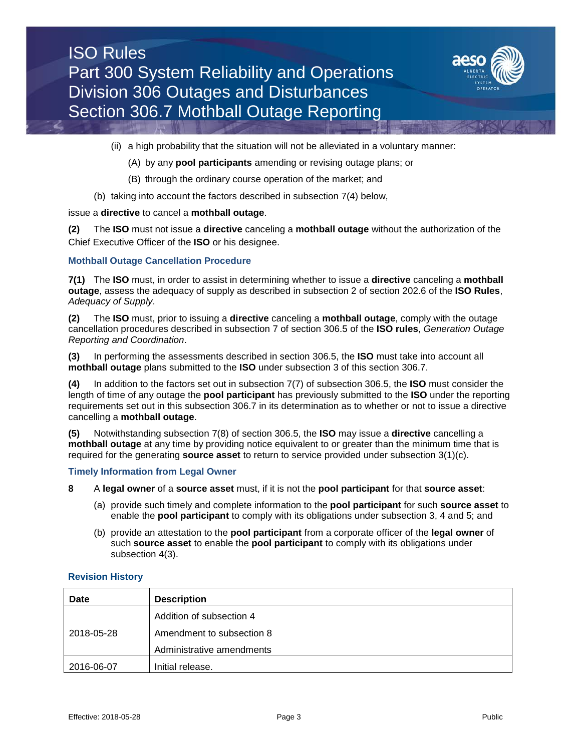(ii) a high probability that the situation will not be alleviated in a voluntary manner:

(A) by any **pool participants** amending or revising outage plans; or

(B) through the ordinary course operation of the market; and

(b) taking into account the factors described in subsection 7(4) below,

issue a **directive** to cancel a **mothball outage**.

**(2)** The **ISO** must not issue a **directive** canceling a **mothball outage** without the authorization of the Chief Executive Officer of the **ISO** or his designee.

### Mothball Outage Cancellation Procedure

**7(1)** The **ISO** must, in order to assist in determining whether to issue a **directive** canceling a **mothball outage**, assess the adequacy of supply as described in subsection 2 of section 202.6 of the **ISO Rules**, *Adequacy of Supply*.

**(2)** The **ISO** must, prior to issuing a **directive** canceling a **mothball outage**, comply with the outage cancellation procedures described in subsection 7 of section 306.5 of the **ISO rules**, *Generation Outage Reporting and Coordination*.

**(3)** In performing the assessments described in section 306.5, the **ISO** must take into account all **mothball outage** plans submitted to the **ISO** under subsection 3 of this section 306.7.

**(4)** In addition to the factors set out in subsection 7(7) of subsection 306.5, the **ISO** must consider the length of time of any outage the **pool participant** has previously submitted to the **ISO** under the reporting requirements set out in this subsection 306.7 in its determination as to whether or not to issue a directive cancelling a **mothball outage**.

**(5)** Notwithstanding subsection 7(8) of section 306.5, the **ISO** may issue a **directive** cancelling a **mothball outage** at any time by providing notice equivalent to or greater than the minimum time that is required for the generating **source asset** to return to service provided under subsection 3(1)(c).

### Timely Information from Legal Owner

**8** A **legal owner** of a **source asset** must, if it is not the **pool participant** for that **source asset**:

(a) provide such timely and complete information to the **pool participant** for such **source asset** to enable the **pool participant** to comply with its obligations under subsection 3, 4 and 5; and

(b) provide an attestation to the **pool participant** from a corporate officer of the **legal owner** of such **source asset** to enable the **pool participant** to comply with its obligations under subsection 4(3).

### Revision History

| Date | Description |
|---|---|
| 2018-05-28 | Addition of subsection 4<br>Amendment to subsection 8<br>Administrative amendments |
| 2016-06-07 | Initial release. |